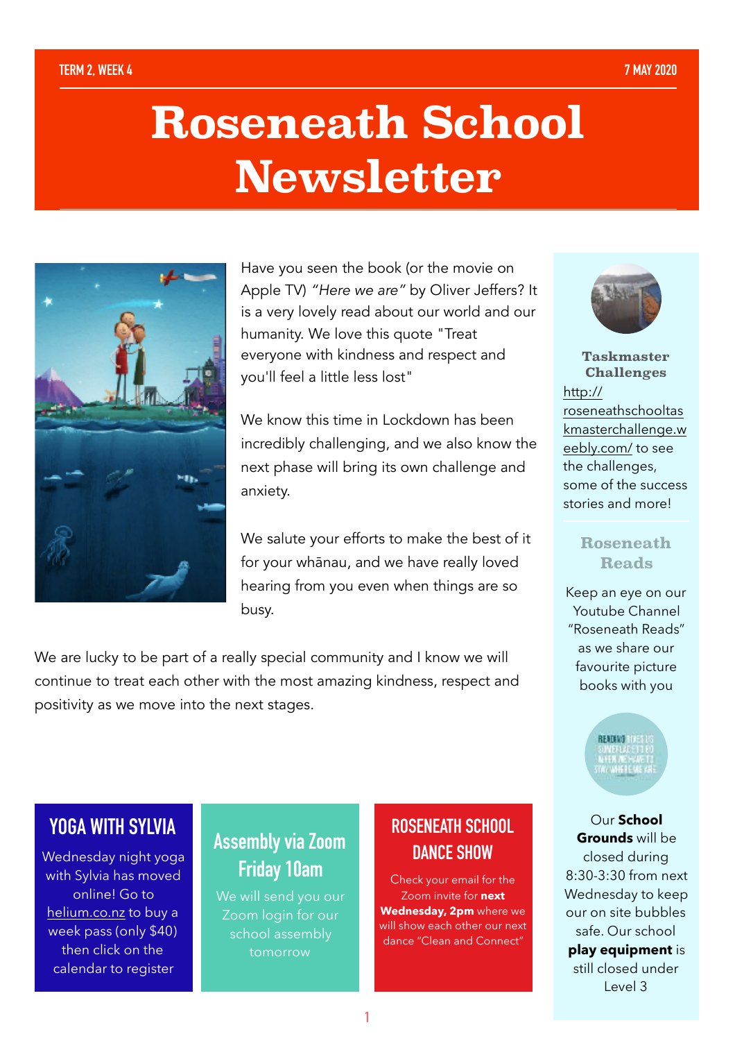TERM 2, WEEK 4 7 MAY 2020

# Roseneath School Newsletter

Have you seen the book (or the movie on Apple TV) *"Here we are"* by Oliver Jeffers? It is a very lovely read about our world and our humanity. We love this quote "Treat everyone with kindness and respect and you'll feel a little less lost"

We know this time in Lockdown has been incredibly challenging, and we also know the next phase will bring its own challenge and anxiety.

We salute your efforts to make the best of it for your whānau, and we have really loved hearing from you even when things are so busy.

We are lucky to be part of a really special community and I know we will continue to treat each other with the most amazing kindness, respect and positivity as we move into the next stages.

## YOGA WITH SYLVIA

Wednesday night yoga with Sylvia has moved online! Go to helium.co.nz to buy a week pass (only $40) then click on the calendar to register

## Assembly via Zoom Friday 10am

We will send you our Zoom login for our school assembly tomorrow

## ROSENEATH SCHOOL DANCE SHOW

Check your email for the Zoom invite for **next Wednesday, 2pm** where we will show each other our next dance "Clean and Connect"

### Taskmaster Challenges

http://roseneathschooltaskmasterchallenge.weebly.com/ to see the challenges, some of the success stories and more!

### Roseneath Reads

Keep an eye on our Youtube Channel "Roseneath Reads" as we share our favourite picture books with you

Our **School Grounds** will be closed during 8:30-3:30 from next Wednesday to keep our on site bubbles safe. Our school **play equipment** is still closed under Level 3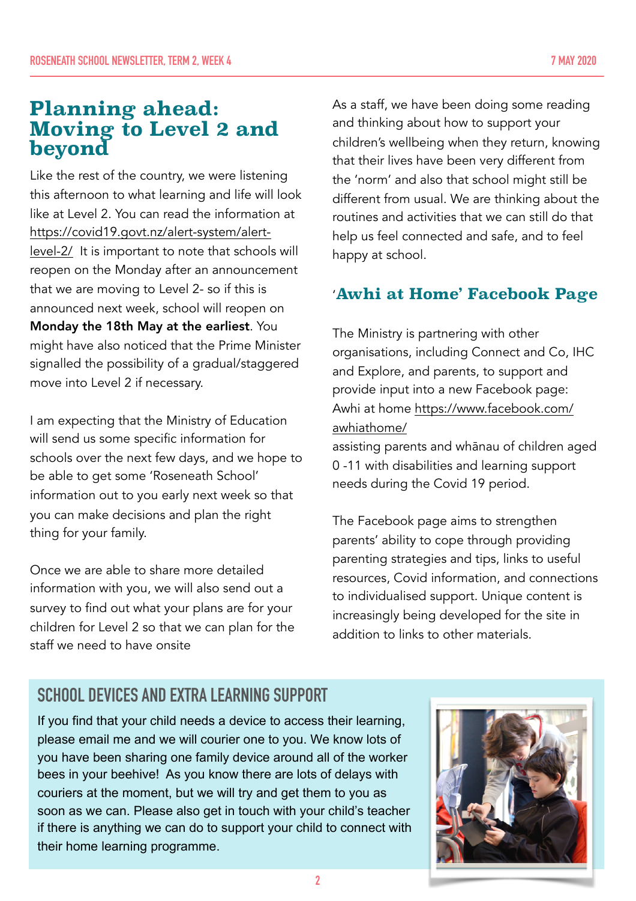# Planning ahead: Moving to Level 2 and beyond

Like the rest of the country, we were listening this afternoon to what learning and life will look like at Level 2. You can read the information at https://covid19.govt.nz/alert-system/alert-level-2/ It is important to note that schools will reopen on the Monday after an announcement that we are moving to Level 2- so if this is announced next week, school will reopen on **Monday the 18th May at the earliest**. You might have also noticed that the Prime Minister signalled the possibility of a gradual/staggered move into Level 2 if necessary.

I am expecting that the Ministry of Education will send us some specific information for schools over the next few days, and we hope to be able to get some 'Roseneath School' information out to you early next week so that you can make decisions and plan the right thing for your family.

Once we are able to share more detailed information with you, we will also send out a survey to find out what your plans are for your children for Level 2 so that we can plan for the staff we need to have onsite

As a staff, we have been doing some reading and thinking about how to support your children's wellbeing when they return, knowing that their lives have been very different from the 'norm' and also that school might still be different from usual. We are thinking about the routines and activities that we can still do that help us feel connected and safe, and to feel happy at school.

## 'Awhi at Home' Facebook Page

The Ministry is partnering with other organisations, including Connect and Co, IHC and Explore, and parents, to support and provide input into a new Facebook page: Awhi at home https://www.facebook.com/awhiathome/
assisting parents and whānau of children aged 0 -11 with disabilities and learning support needs during the Covid 19 period.

The Facebook page aims to strengthen parents' ability to cope through providing parenting strategies and tips, links to useful resources, Covid information, and connections to individualised support. Unique content is increasingly being developed for the site in addition to links to other materials.

## SCHOOL DEVICES AND EXTRA LEARNING SUPPORT

If you find that your child needs a device to access their learning, please email me and we will courier one to you. We know lots of you have been sharing one family device around all of the worker bees in your beehive! As you know there are lots of delays with couriers at the moment, but we will try and get them to you as soon as we can. Please also get in touch with your child's teacher if there is anything we can do to support your child to connect with their home learning programme.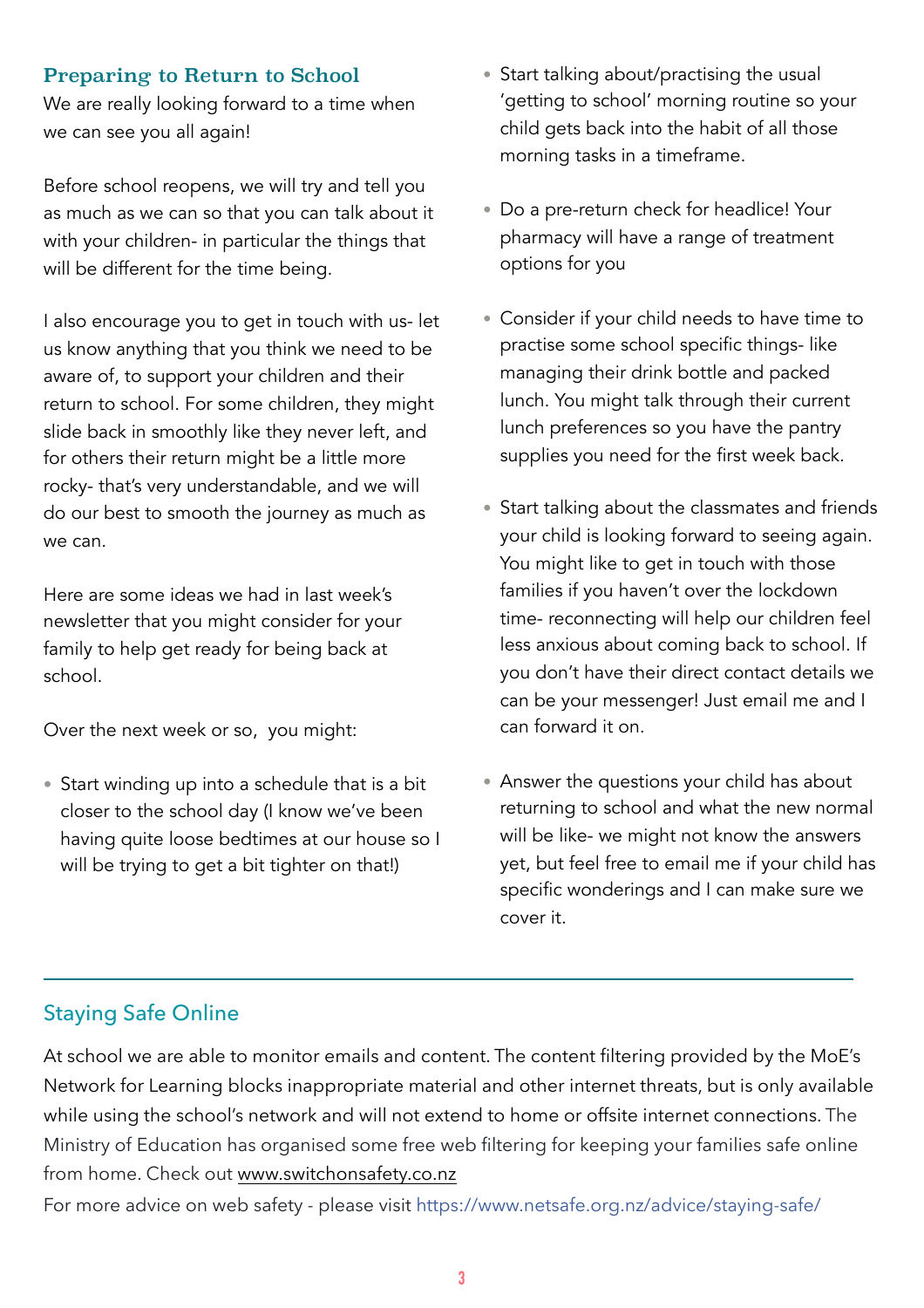## Preparing to Return to School

We are really looking forward to a time when we can see you all again!

Before school reopens, we will try and tell you as much as we can so that you can talk about it with your children- in particular the things that will be different for the time being.

I also encourage you to get in touch with us- let us know anything that you think we need to be aware of, to support your children and their return to school. For some children, they might slide back in smoothly like they never left, and for others their return might be a little more rocky- that's very understandable, and we will do our best to smooth the journey as much as we can.

Here are some ideas we had in last week's newsletter that you might consider for your family to help get ready for being back at school.

Over the next week or so, you might:

- Start winding up into a schedule that is a bit closer to the school day (I know we've been having quite loose bedtimes at our house so I will be trying to get a bit tighter on that!)
- Start talking about/practising the usual 'getting to school' morning routine so your child gets back into the habit of all those morning tasks in a timeframe.
- Do a pre-return check for headlice! Your pharmacy will have a range of treatment options for you
- Consider if your child needs to have time to practise some school specific things- like managing their drink bottle and packed lunch. You might talk through their current lunch preferences so you have the pantry supplies you need for the first week back.
- Start talking about the classmates and friends your child is looking forward to seeing again. You might like to get in touch with those families if you haven't over the lockdown time- reconnecting will help our children feel less anxious about coming back to school. If you don't have their direct contact details we can be your messenger! Just email me and I can forward it on.
- Answer the questions your child has about returning to school and what the new normal will be like- we might not know the answers yet, but feel free to email me if your child has specific wonderings and I can make sure we cover it.

---

## Staying Safe Online

At school we are able to monitor emails and content. The content filtering provided by the MoE's Network for Learning blocks inappropriate material and other internet threats, but is only available while using the school's network and will not extend to home or offsite internet connections. The Ministry of Education has organised some free web filtering for keeping your families safe online from home. Check out www.switchonsafety.co.nz

For more advice on web safety - please visit https://www.netsafe.org.nz/advice/staying-safe/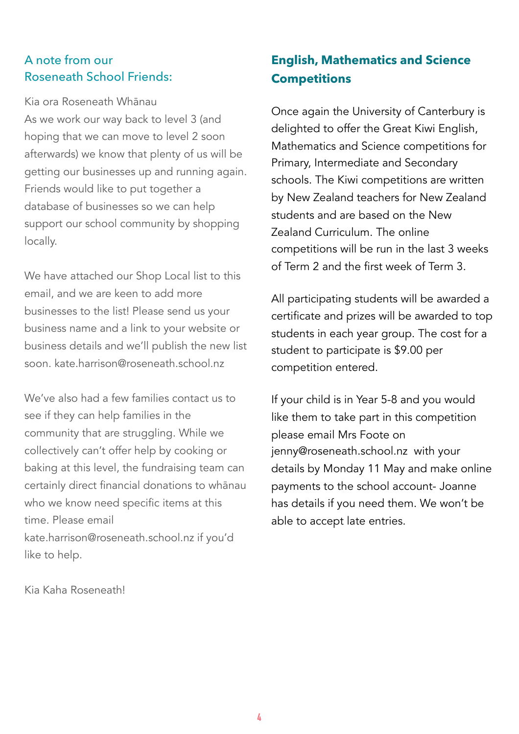## A note from our Roseneath School Friends:

Kia ora Roseneath Whānau
As we work our way back to level 3 (and hoping that we can move to level 2 soon afterwards) we know that plenty of us will be getting our businesses up and running again. Friends would like to put together a database of businesses so we can help support our school community by shopping locally.

We have attached our Shop Local list to this email, and we are keen to add more businesses to the list! Please send us your business name and a link to your website or business details and we'll publish the new list soon. kate.harrison@roseneath.school.nz

We've also had a few families contact us to see if they can help families in the community that are struggling. While we collectively can't offer help by cooking or baking at this level, the fundraising team can certainly direct financial donations to whānau who we know need specific items at this time. Please email kate.harrison@roseneath.school.nz if you'd like to help.

Kia Kaha Roseneath!

## English, Mathematics and Science Competitions

Once again the University of Canterbury is delighted to offer the Great Kiwi English, Mathematics and Science competitions for Primary, Intermediate and Secondary schools. The Kiwi competitions are written by New Zealand teachers for New Zealand students and are based on the New Zealand Curriculum. The online competitions will be run in the last 3 weeks of Term 2 and the first week of Term 3.

All participating students will be awarded a certificate and prizes will be awarded to top students in each year group. The cost for a student to participate is $9.00 per competition entered.

If your child is in Year 5-8 and you would like them to take part in this competition please email Mrs Foote on jenny@roseneath.school.nz with your details by Monday 11 May and make online payments to the school account- Joanne has details if you need them. We won't be able to accept late entries.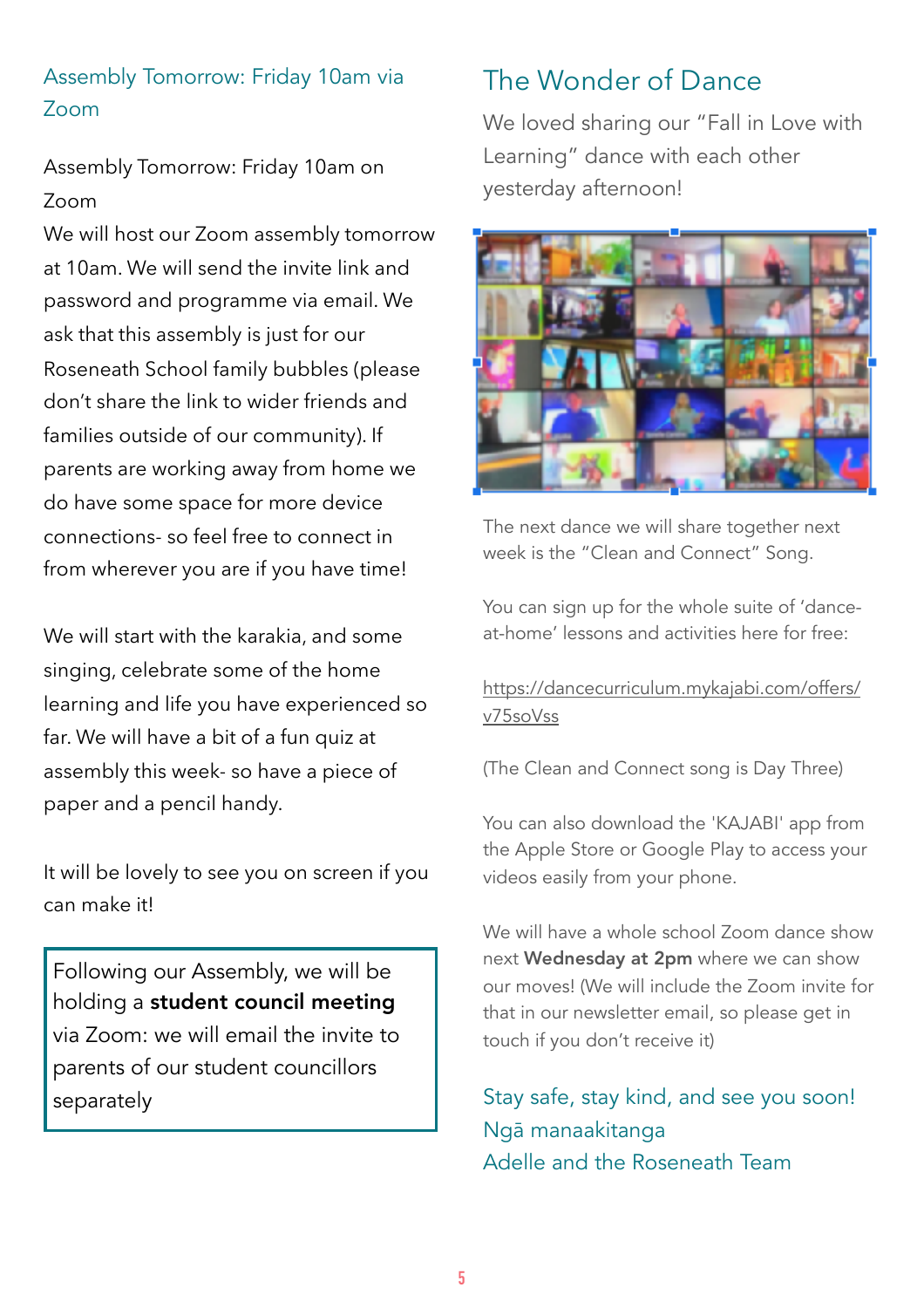## Assembly Tomorrow: Friday 10am via Zoom

Assembly Tomorrow: Friday 10am on Zoom

We will host our Zoom assembly tomorrow at 10am. We will send the invite link and password and programme via email. We ask that this assembly is just for our Roseneath School family bubbles (please don't share the link to wider friends and families outside of our community). If parents are working away from home we do have some space for more device connections- so feel free to connect in from wherever you are if you have time!

We will start with the karakia, and some singing, celebrate some of the home learning and life you have experienced so far. We will have a bit of a fun quiz at assembly this week- so have a piece of paper and a pencil handy.

It will be lovely to see you on screen if you can make it!

Following our Assembly, we will be holding a **student council meeting** via Zoom: we will email the invite to parents of our student councillors separately

## The Wonder of Dance

We loved sharing our "Fall in Love with Learning" dance with each other yesterday afternoon!

The next dance we will share together next week is the "Clean and Connect" Song.

You can sign up for the whole suite of 'dance-at-home' lessons and activities here for free:

https://dancecurriculum.mykajabi.com/offers/v75soVss

(The Clean and Connect song is Day Three)

You can also download the 'KAJABI' app from the Apple Store or Google Play to access your videos easily from your phone.

We will have a whole school Zoom dance show next **Wednesday at 2pm** where we can show our moves! (We will include the Zoom invite for that in our newsletter email, so please get in touch if you don't receive it)

Stay safe, stay kind, and see you soon!
Ngā manaakitanga
Adelle and the Roseneath Team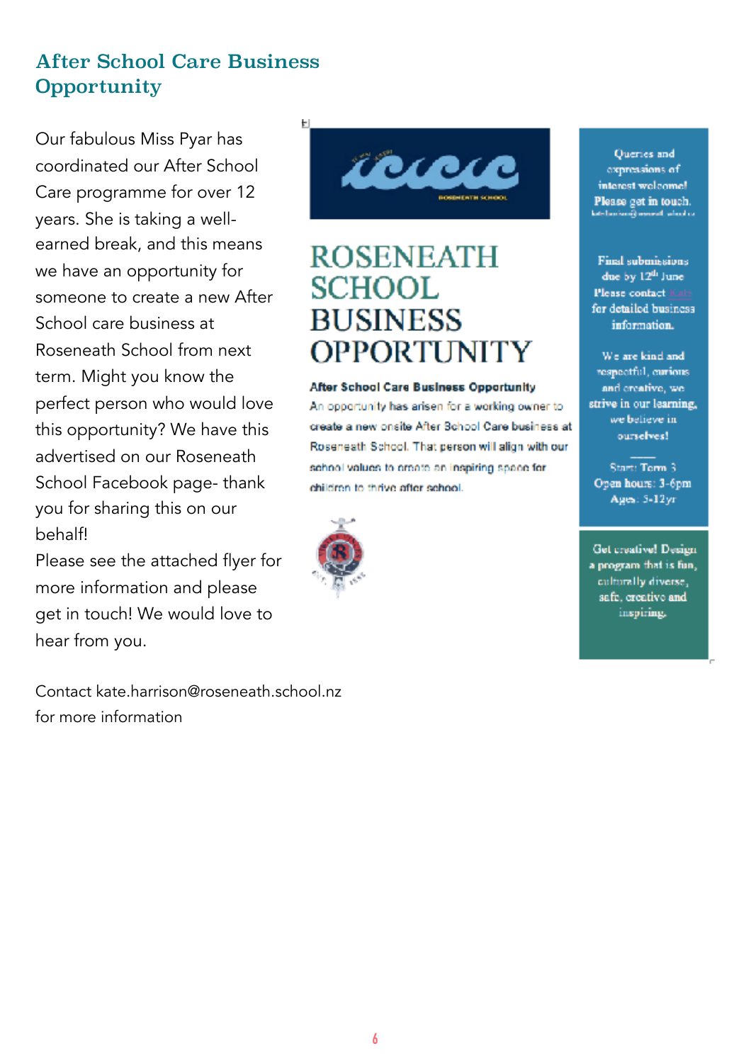## After School Care Business Opportunity

Our fabulous Miss Pyar has coordinated our After School Care programme for over 12 years. She is taking a well-earned break, and this means we have an opportunity for someone to create a new After School care business at Roseneath School from next term. Might you know the perfect person who would love this opportunity? We have this advertised on our Roseneath School Facebook page- thank you for sharing this on our behalf!

Please see the attached flyer for more information and please get in touch! We would love to hear from you.

# ROSENEATH SCHOOL BUSINESS OPPORTUNITY

**After School Care Business Opportunity**

An opportunity has arisen for a working owner to create a new onsite After School Care business at Roseneath School. That person will align with our school values to create an inspiring space for children to thrive after school.

Queries and expressions of interest welcome! Please get in touch.

Final submissions due by 12th June. Please contact Kate for detailed business information.

We are kind and respectful, curious and creative, we strive in our learning, we believe in ourselves!

Start: Term 3
Open hours: 3-6pm
Ages: 5-12yr

Get creative! Design a program that is fun, culturally diverse, safe, creative and inspiring.

Contact kate.harrison@roseneath.school.nz for more information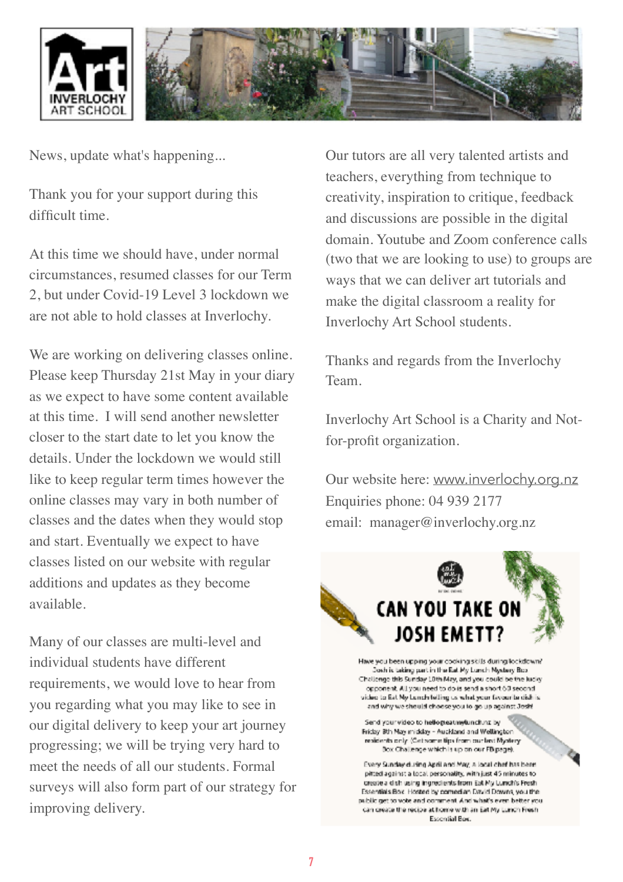News, update what's happening...

Thank you for your support during this difficult time.

At this time we should have, under normal circumstances, resumed classes for our Term 2, but under Covid-19 Level 3 lockdown we are not able to hold classes at Inverlochy.

We are working on delivering classes online. Please keep Thursday 21st May in your diary as we expect to have some content available at this time. I will send another newsletter closer to the start date to let you know the details. Under the lockdown we would still like to keep regular term times however the online classes may vary in both number of classes and the dates when they would stop and start. Eventually we expect to have classes listed on our website with regular additions and updates as they become available.

Many of our classes are multi-level and individual students have different requirements, we would love to hear from you regarding what you may like to see in our digital delivery to keep your art journey progressing; we will be trying very hard to meet the needs of all our students. Formal surveys will also form part of our strategy for improving delivery.

Our tutors are all very talented artists and teachers, everything from technique to creativity, inspiration to critique, feedback and discussions are possible in the digital domain. Youtube and Zoom conference calls (two that we are looking to use) to groups are ways that we can deliver art tutorials and make the digital classroom a reality for Inverlochy Art School students.

Thanks and regards from the Inverlochy Team.

Inverlochy Art School is a Charity and Not-for-profit organization.

Our website here: www.inverlochy.org.nz
Enquiries phone: 04 939 2177
email: manager@inverlochy.org.nz

CAN YOU TAKE ON JOSH EMETT?

Have you been upping your cooking skills during lockdown? Josh is taking part in the Eat My Lunch Mystery Box Challenge this Sunday 10th May, and you could be the lucky opponent. All you need to do is send a short 60 second video to Eat My Lunch telling us what your favourite dish is and why we should choose you to go up against Josh!

Send your video to hello@eatmylunch.nz by Friday 8th May midday - Auckland and Wellington residents only. (Get some tips from our last Mystery Box Challenge which is up on our FB page).

Every Sunday during April and May, a local chef has been pitted against a local personality, with just 45 minutes to create a dish using ingredients from Eat My Lunch's Fresh Essentials Box. Hosted by comedian David Downs, you the public get to vote and comment. And what's even better you can create the recipe at home with an Eat My Lunch Fresh Essential Box.